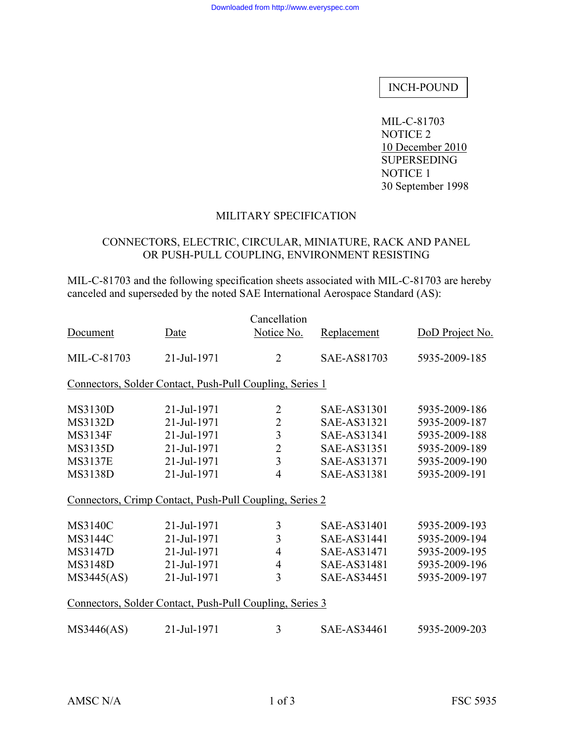INCH-POUND

MIL-C-81703
NOTICE 2
10 December 2010
SUPERSEDING
NOTICE 1
30 September 1998

MILITARY SPECIFICATION

CONNECTORS, ELECTRIC, CIRCULAR, MINIATURE, RACK AND PANEL OR PUSH-PULL COUPLING, ENVIRONMENT RESISTING

MIL-C-81703 and the following specification sheets associated with MIL-C-81703 are hereby canceled and superseded by the noted SAE International Aerospace Standard (AS):

| Document | Date | Cancellation Notice No. | Replacement | DoD Project No. |
|---|---|---|---|---|
| MIL-C-81703 | 21-Jul-1971 | 2 | SAE-AS81703 | 5935-2009-185 |
| Connectors, Solder Contact, Push-Pull Coupling, Series 1 | | | | |
| MS3130D | 21-Jul-1971 | 2 | SAE-AS31301 | 5935-2009-186 |
| MS3132D | 21-Jul-1971 | 2 | SAE-AS31321 | 5935-2009-187 |
| MS3134F | 21-Jul-1971 | 3 | SAE-AS31341 | 5935-2009-188 |
| MS3135D | 21-Jul-1971 | 2 | SAE-AS31351 | 5935-2009-189 |
| MS3137E | 21-Jul-1971 | 3 | SAE-AS31371 | 5935-2009-190 |
| MS3138D | 21-Jul-1971 | 4 | SAE-AS31381 | 5935-2009-191 |
| Connectors, Crimp Contact, Push-Pull Coupling, Series 2 | | | | |
| MS3140C | 21-Jul-1971 | 3 | SAE-AS31401 | 5935-2009-193 |
| MS3144C | 21-Jul-1971 | 3 | SAE-AS31441 | 5935-2009-194 |
| MS3147D | 21-Jul-1971 | 4 | SAE-AS31471 | 5935-2009-195 |
| MS3148D | 21-Jul-1971 | 4 | SAE-AS31481 | 5935-2009-196 |
| MS3445(AS) | 21-Jul-1971 | 3 | SAE-AS34451 | 5935-2009-197 |
| Connectors, Solder Contact, Push-Pull Coupling, Series 3 | | | | |
| MS3446(AS) | 21-Jul-1971 | 3 | SAE-AS34461 | 5935-2009-203 |

AMSC N/A FSC 5935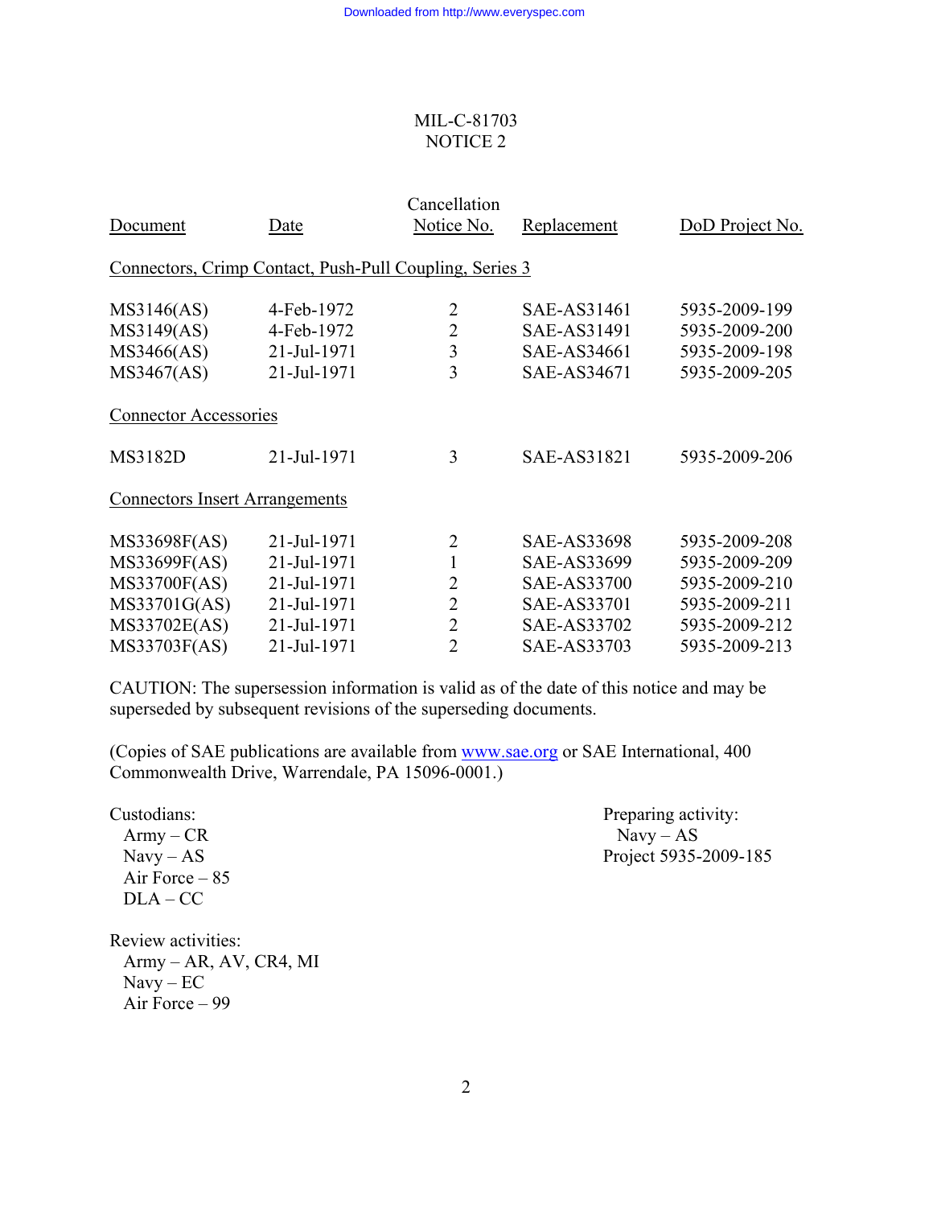MIL-C-81703
NOTICE 2

| Document | Date | Cancellation Notice No. | Replacement | DoD Project No. |
|---|---|---|---|---|
| Connectors, Crimp Contact, Push-Pull Coupling, Series 3 | | | | |
| MS3146(AS) | 4-Feb-1972 | 2 | SAE-AS31461 | 5935-2009-199 |
| MS3149(AS) | 4-Feb-1972 | 2 | SAE-AS31491 | 5935-2009-200 |
| MS3466(AS) | 21-Jul-1971 | 3 | SAE-AS34661 | 5935-2009-198 |
| MS3467(AS) | 21-Jul-1971 | 3 | SAE-AS34671 | 5935-2009-205 |
| Connector Accessories | | | | |
| MS3182D | 21-Jul-1971 | 3 | SAE-AS31821 | 5935-2009-206 |
| Connectors Insert Arrangements | | | | |
| MS33698F(AS) | 21-Jul-1971 | 2 | SAE-AS33698 | 5935-2009-208 |
| MS33699F(AS) | 21-Jul-1971 | 1 | SAE-AS33699 | 5935-2009-209 |
| MS33700F(AS) | 21-Jul-1971 | 2 | SAE-AS33700 | 5935-2009-210 |
| MS33701G(AS) | 21-Jul-1971 | 2 | SAE-AS33701 | 5935-2009-211 |
| MS33702E(AS) | 21-Jul-1971 | 2 | SAE-AS33702 | 5935-2009-212 |
| MS33703F(AS) | 21-Jul-1971 | 2 | SAE-AS33703 | 5935-2009-213 |

CAUTION: The supersession information is valid as of the date of this notice and may be superseded by subsequent revisions of the superseding documents.

(Copies of SAE publications are available from www.sae.org or SAE International, 400 Commonwealth Drive, Warrendale, PA 15096-0001.)

Custodians:
Army – CR
Navy – AS
Air Force – 85
DLA – CC

Preparing activity:
Navy – AS
Project 5935-2009-185

Review activities:
Army – AR, AV, CR4, MI
Navy – EC
Air Force – 99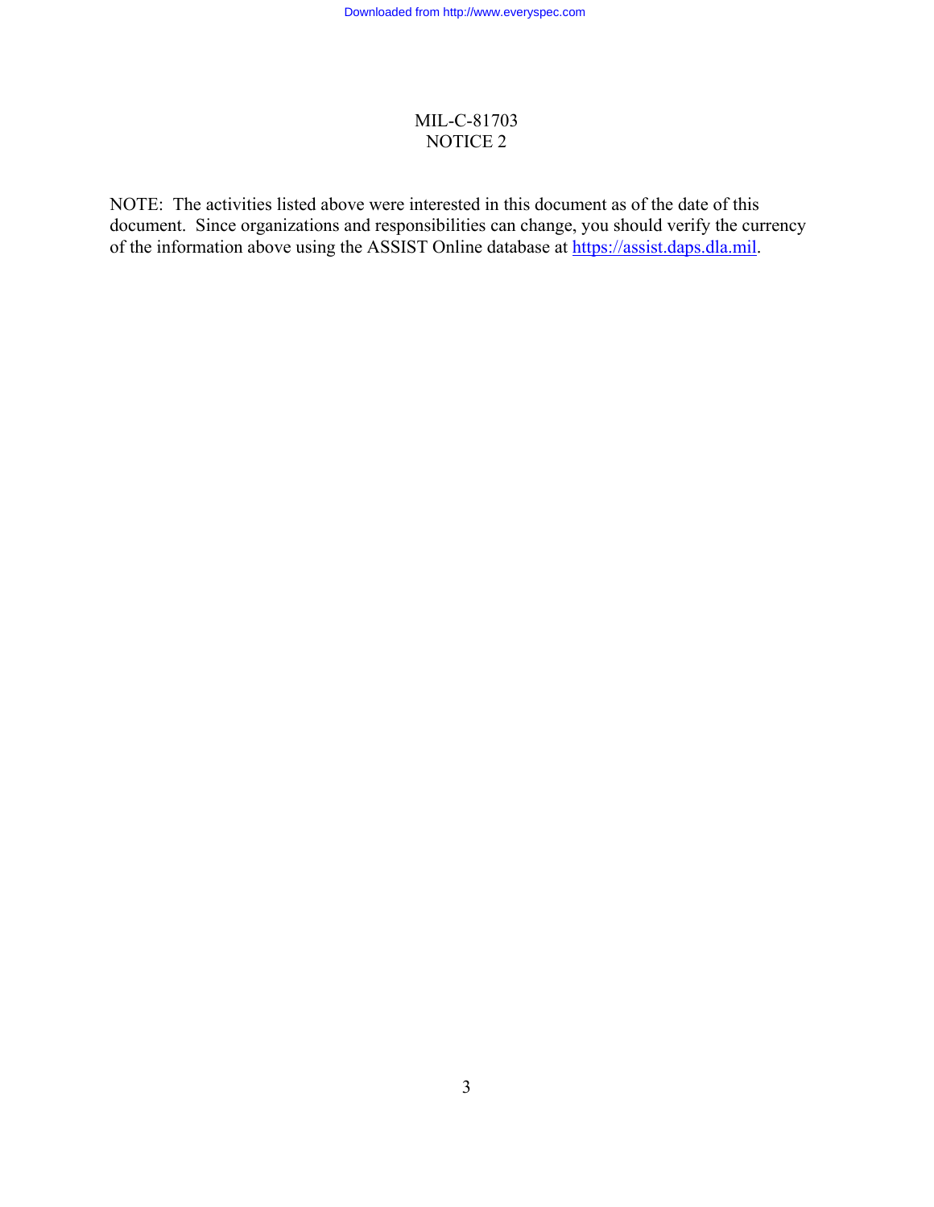NOTE: The activities listed above were interested in this document as of the date of this document. Since organizations and responsibilities can change, you should verify the currency of the information above using the ASSIST Online database at https://assist.daps.dla.mil.